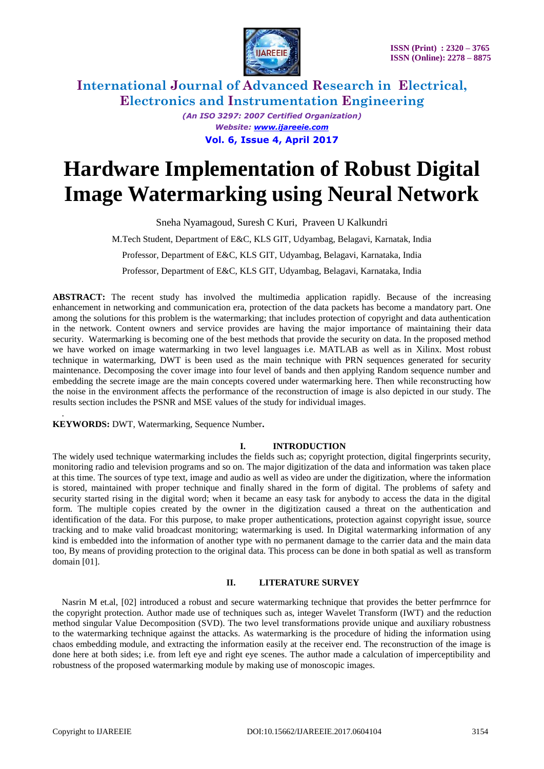# Hardware Implementation of Robust Digital Image Watermarking using Neural Network

Sneha Nyamagoud, Suresh C Kuri, Praveen U Kalkundri

M.Tech Student, Department of E&C, KLS GIT, Udyambag, Belagavi, Karnatak, India

Professor, Department of E&C, KLS GIT, Udyambag, Belagavi, Karnataka, India

Professor, Department of E&C, KLS GIT, Udyambag, Belagavi, Karnataka, India

**ABSTRACT:** The recent study has involved the multimedia application rapidly. Because of the increasing enhancement in networking and communication era, protection of the data packets has become a mandatory part. One among the solutions for this problem is the watermarking; that includes protection of copyright and data authentication in the network. Content owners and service provides are having the major importance of maintaining their data security. Watermarking is becoming one of the best methods that provide the security on data. In the proposed method we have worked on image watermarking in two level languages i.e. MATLAB as well as in Xilinx. Most robust technique in watermarking, DWT is been used as the main technique with PRN sequences generated for security maintenance. Decomposing the cover image into four level of bands and then applying Random sequence number and embedding the secrete image are the main concepts covered under watermarking here. Then while reconstructing how the noise in the environment affects the performance of the reconstruction of image is also depicted in our study. The results section includes the PSNR and MSE values of the study for individual images.

**KEYWORDS:** DWT, Watermarking, Sequence Number**.**

## I. INTRODUCTION

The widely used technique watermarking includes the fields such as; copyright protection, digital fingerprints security, monitoring radio and television programs and so on. The major digitization of the data and information was taken place at this time. The sources of type text, image and audio as well as video are under the digitization, where the information is stored, maintained with proper technique and finally shared in the form of digital. The problems of safety and security started rising in the digital word; when it became an easy task for anybody to access the data in the digital form. The multiple copies created by the owner in the digitization caused a threat on the authentication and identification of the data. For this purpose, to make proper authentications, protection against copyright issue, source tracking and to make valid broadcast monitoring; watermarking is used. In Digital watermarking information of any kind is embedded into the information of another type with no permanent damage to the carrier data and the main data too, By means of providing protection to the original data. This process can be done in both spatial as well as transform domain [01].

## II. LITERATURE SURVEY

Nasrin M et.al, [02] introduced a robust and secure watermarking technique that provides the better perfmrnce for the copyright protection. Author made use of techniques such as, integer Wavelet Transform (IWT) and the reduction method singular Value Decomposition (SVD). The two level transformations provide unique and auxiliary robustness to the watermarking technique against the attacks. As watermarking is the procedure of hiding the information using chaos embedding module, and extracting the information easily at the receiver end. The reconstruction of the image is done here at both sides; i.e. from left eye and right eye scenes. The author made a calculation of imperceptibility and robustness of the proposed watermarking module by making use of monoscopic images.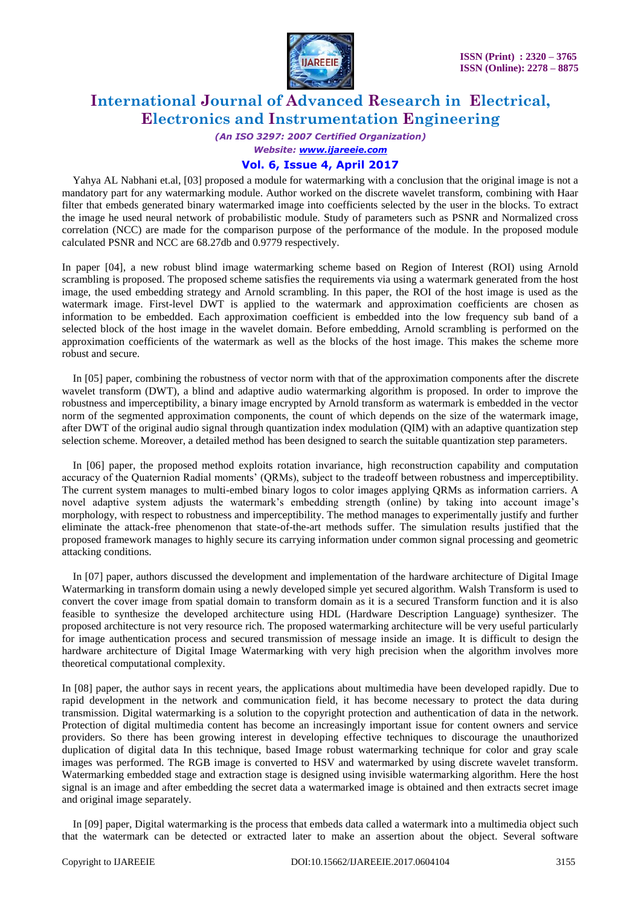Yahya AL Nabhani et.al, [03] proposed a module for watermarking with a conclusion that the original image is not a mandatory part for any watermarking module. Author worked on the discrete wavelet transform, combining with Haar filter that embeds generated binary watermarked image into coefficients selected by the user in the blocks. To extract the image he used neural network of probabilistic module. Study of parameters such as PSNR and Normalized cross correlation (NCC) are made for the comparison purpose of the performance of the module. In the proposed module calculated PSNR and NCC are 68.27db and 0.9779 respectively.

In paper [04], a new robust blind image watermarking scheme based on Region of Interest (ROI) using Arnold scrambling is proposed. The proposed scheme satisfies the requirements via using a watermark generated from the host image, the used embedding strategy and Arnold scrambling. In this paper, the ROI of the host image is used as the watermark image. First-level DWT is applied to the watermark and approximation coefficients are chosen as information to be embedded. Each approximation coefficient is embedded into the low frequency sub band of a selected block of the host image in the wavelet domain. Before embedding, Arnold scrambling is performed on the approximation coefficients of the watermark as well as the blocks of the host image. This makes the scheme more robust and secure.

In [05] paper, combining the robustness of vector norm with that of the approximation components after the discrete wavelet transform (DWT), a blind and adaptive audio watermarking algorithm is proposed. In order to improve the robustness and imperceptibility, a binary image encrypted by Arnold transform as watermark is embedded in the vector norm of the segmented approximation components, the count of which depends on the size of the watermark image, after DWT of the original audio signal through quantization index modulation (QIM) with an adaptive quantization step selection scheme. Moreover, a detailed method has been designed to search the suitable quantization step parameters.

In [06] paper, the proposed method exploits rotation invariance, high reconstruction capability and computation accuracy of the Quaternion Radial moments' (QRMs), subject to the tradeoff between robustness and imperceptibility. The current system manages to multi-embed binary logos to color images applying QRMs as information carriers. A novel adaptive system adjusts the watermark's embedding strength (online) by taking into account image's morphology, with respect to robustness and imperceptibility. The method manages to experimentally justify and further eliminate the attack-free phenomenon that state-of-the-art methods suffer. The simulation results justified that the proposed framework manages to highly secure its carrying information under common signal processing and geometric attacking conditions.

In [07] paper, authors discussed the development and implementation of the hardware architecture of Digital Image Watermarking in transform domain using a newly developed simple yet secured algorithm. Walsh Transform is used to convert the cover image from spatial domain to transform domain as it is a secured Transform function and it is also feasible to synthesize the developed architecture using HDL (Hardware Description Language) synthesizer. The proposed architecture is not very resource rich. The proposed watermarking architecture will be very useful particularly for image authentication process and secured transmission of message inside an image. It is difficult to design the hardware architecture of Digital Image Watermarking with very high precision when the algorithm involves more theoretical computational complexity.

In [08] paper, the author says in recent years, the applications about multimedia have been developed rapidly. Due to rapid development in the network and communication field, it has become necessary to protect the data during transmission. Digital watermarking is a solution to the copyright protection and authentication of data in the network. Protection of digital multimedia content has become an increasingly important issue for content owners and service providers. So there has been growing interest in developing effective techniques to discourage the unauthorized duplication of digital data In this technique, based Image robust watermarking technique for color and gray scale images was performed. The RGB image is converted to HSV and watermarked by using discrete wavelet transform. Watermarking embedded stage and extraction stage is designed using invisible watermarking algorithm. Here the host signal is an image and after embedding the secret data a watermarked image is obtained and then extracts secret image and original image separately.

In [09] paper, Digital watermarking is the process that embeds data called a watermark into a multimedia object such that the watermark can be detected or extracted later to make an assertion about the object. Several software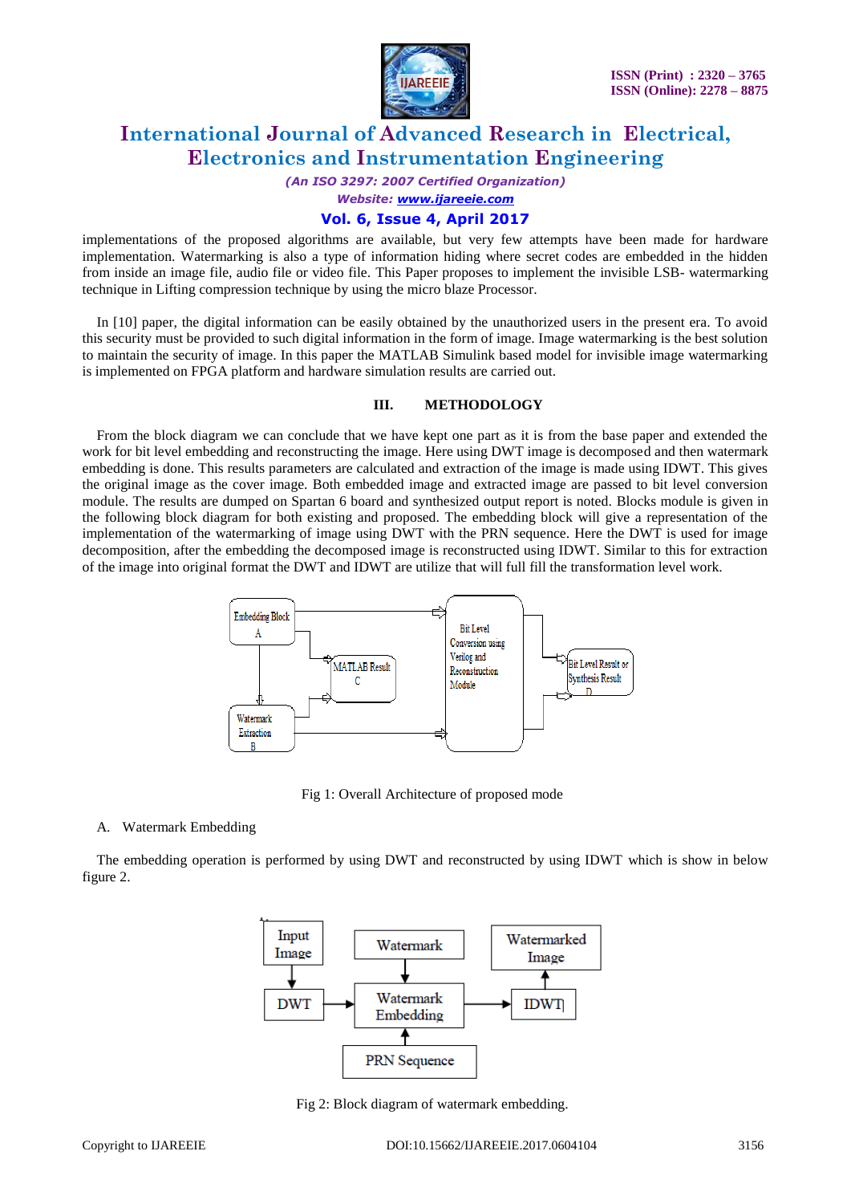implementations of the proposed algorithms are available, but very few attempts have been made for hardware implementation. Watermarking is also a type of information hiding where secret codes are embedded in the hidden from inside an image file, audio file or video file. This Paper proposes to implement the invisible LSB- watermarking technique in Lifting compression technique by using the micro blaze Processor.

In [10] paper, the digital information can be easily obtained by the unauthorized users in the present era. To avoid this security must be provided to such digital information in the form of image. Image watermarking is the best solution to maintain the security of image. In this paper the MATLAB Simulink based model for invisible image watermarking is implemented on FPGA platform and hardware simulation results are carried out.

## III. METHODOLOGY

From the block diagram we can conclude that we have kept one part as it is from the base paper and extended the work for bit level embedding and reconstructing the image. Here using DWT image is decomposed and then watermark embedding is done. This results parameters are calculated and extraction of the image is made using IDWT. This gives the original image as the cover image. Both embedded image and extracted image are passed to bit level conversion module. The results are dumped on Spartan 6 board and synthesized output report is noted. Blocks module is given in the following block diagram for both existing and proposed. The embedding block will give a representation of the implementation of the watermarking of image using DWT with the PRN sequence. Here the DWT is used for image decomposition, after the embedding the decomposed image is reconstructed using IDWT. Similar to this for extraction of the image into original format the DWT and IDWT are utilize that will full fill the transformation level work.

Fig 1: Overall Architecture of proposed mode

### A. Watermark Embedding

The embedding operation is performed by using DWT and reconstructed by using IDWT which is show in below figure 2.

Fig 2: Block diagram of watermark embedding.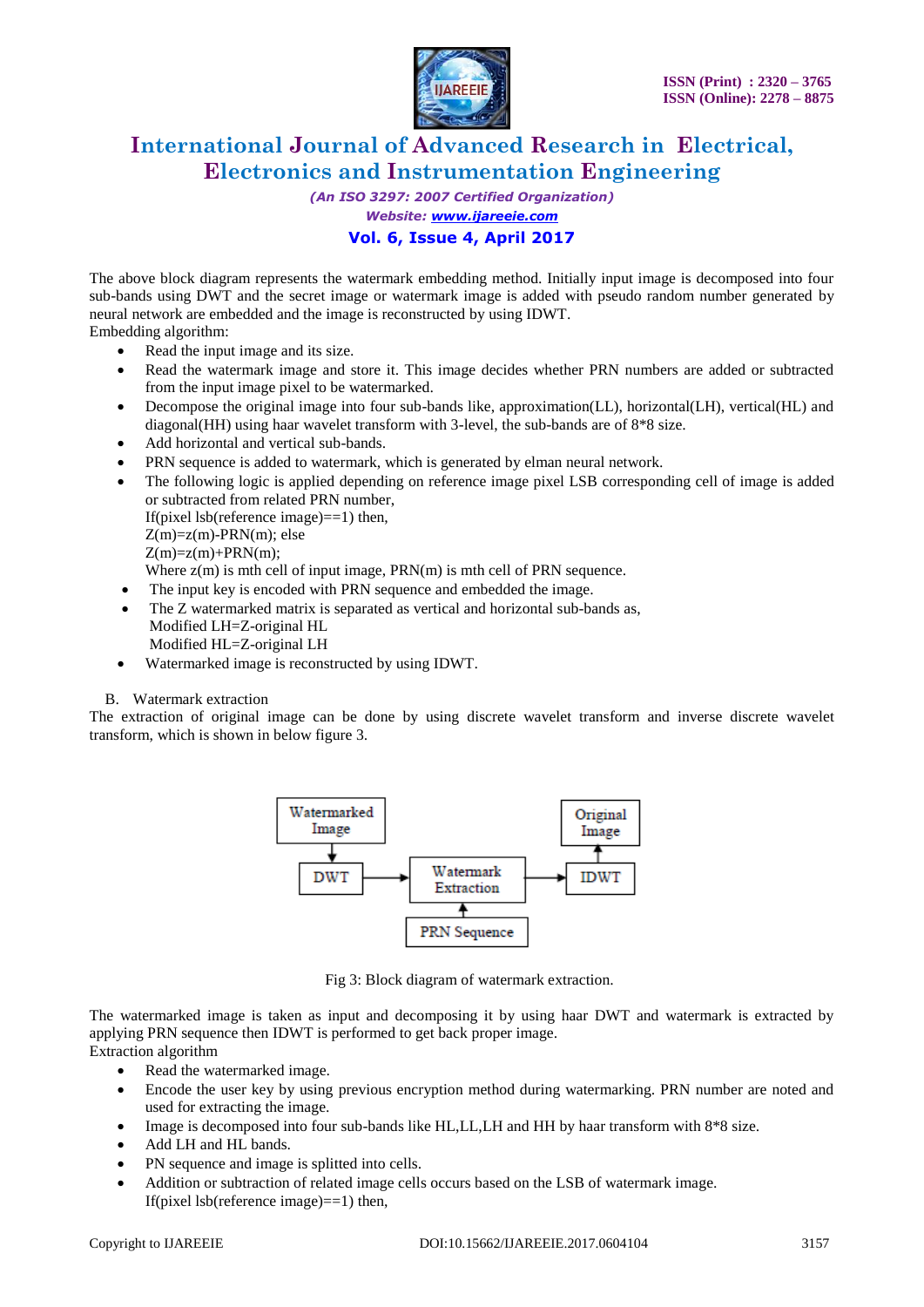The above block diagram represents the watermark embedding method. Initially input image is decomposed into four sub-bands using DWT and the secret image or watermark image is added with pseudo random number generated by neural network are embedded and the image is reconstructed by using IDWT.

Embedding algorithm:

- Read the input image and its size.
- Read the watermark image and store it. This image decides whether PRN numbers are added or subtracted from the input image pixel to be watermarked.
- Decompose the original image into four sub-bands like, approximation(LL), horizontal(LH), vertical(HL) and diagonal(HH) using haar wavelet transform with 3-level, the sub-bands are of 8*8 size.
- Add horizontal and vertical sub-bands.
- PRN sequence is added to watermark, which is generated by elman neural network.
- The following logic is applied depending on reference image pixel LSB corresponding cell of image is added or subtracted from related PRN number,
  If(pixel lsb(reference image)==1) then,
  Z(m)=z(m)-PRN(m); else
  Z(m)=z(m)+PRN(m);
  Where z(m) is mth cell of input image, PRN(m) is mth cell of PRN sequence.
- The input key is encoded with PRN sequence and embedded the image.
- The Z watermarked matrix is separated as vertical and horizontal sub-bands as,
  Modified LH=Z-original HL
  Modified HL=Z-original LH
- Watermarked image is reconstructed by using IDWT.

B. Watermark extraction

The extraction of original image can be done by using discrete wavelet transform and inverse discrete wavelet transform, which is shown in below figure 3.

Fig 3: Block diagram of watermark extraction.

The watermarked image is taken as input and decomposing it by using haar DWT and watermark is extracted by applying PRN sequence then IDWT is performed to get back proper image.

Extraction algorithm

- Read the watermarked image.
- Encode the user key by using previous encryption method during watermarking. PRN number are noted and used for extracting the image.
- Image is decomposed into four sub-bands like HL,LL,LH and HH by haar transform with 8*8 size.
- Add LH and HL bands.
- PN sequence and image is splitted into cells.
- Addition or subtraction of related image cells occurs based on the LSB of watermark image.
  If(pixel lsb(reference image)==1) then,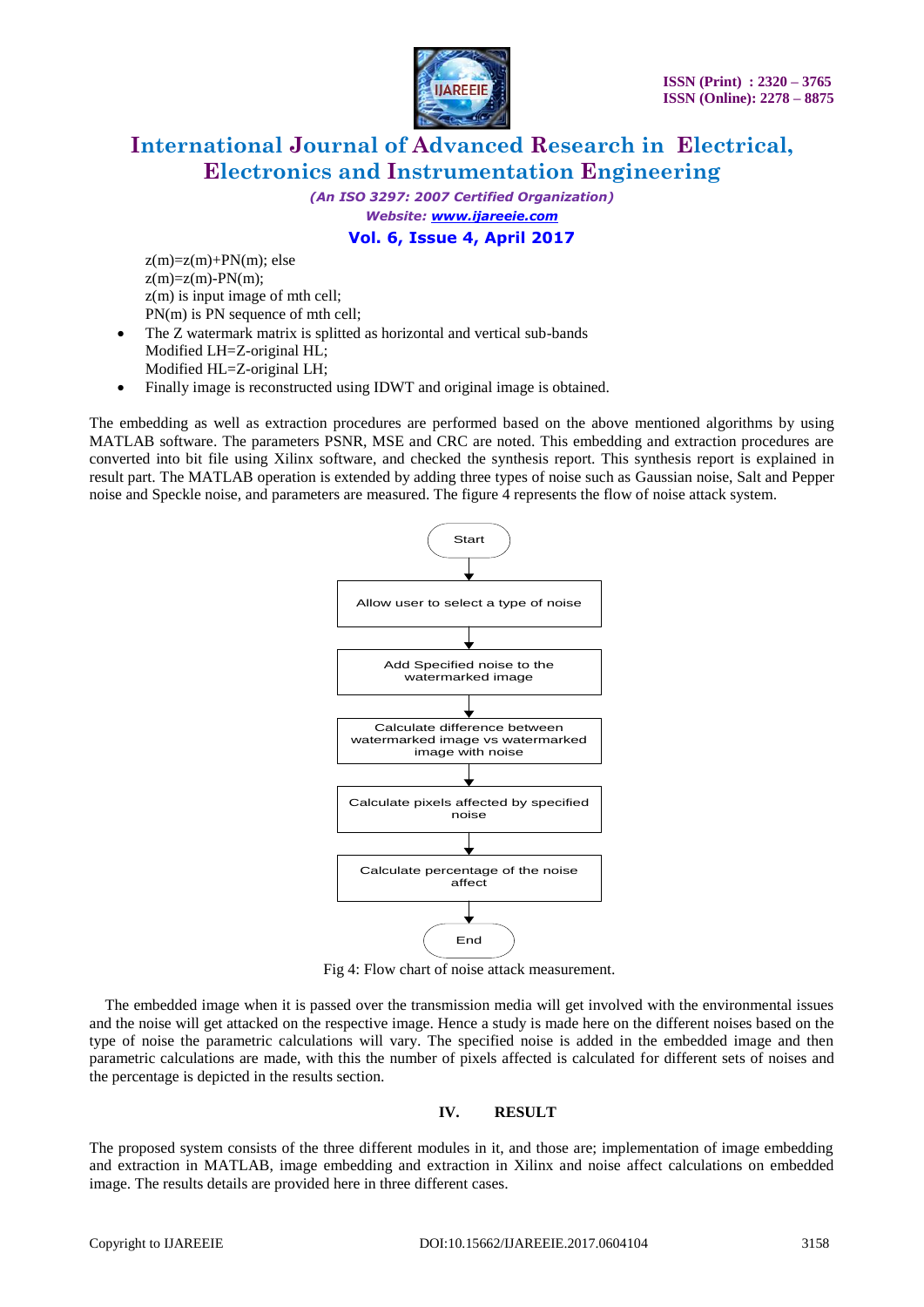$z(m)=z(m)+PN(m)$; else
$z(m)=z(m)-PN(m)$;
$z(m)$ is input image of mth cell;
$PN(m)$ is PN sequence of mth cell;

- The Z watermark matrix is splitted as horizontal and vertical sub-bands
  Modified LH=Z-original HL;
  Modified HL=Z-original LH;
- Finally image is reconstructed using IDWT and original image is obtained.

The embedding as well as extraction procedures are performed based on the above mentioned algorithms by using MATLAB software. The parameters PSNR, MSE and CRC are noted. This embedding and extraction procedures are converted into bit file using Xilinx software, and checked the synthesis report. This synthesis report is explained in result part. The MATLAB operation is extended by adding three types of noise such as Gaussian noise, Salt and Pepper noise and Speckle noise, and parameters are measured. The figure 4 represents the flow of noise attack system.

Start → Allow user to select a type of noise → Add Specified noise to the watermarked image → Calculate difference between watermarked image vs watermarked image with noise → Calculate pixels affected by specified noise → Calculate percentage of the noise affect → End

Fig 4: Flow chart of noise attack measurement.

The embedded image when it is passed over the transmission media will get involved with the environmental issues and the noise will get attacked on the respective image. Hence a study is made here on the different noises based on the type of noise the parametric calculations will vary. The specified noise is added in the embedded image and then parametric calculations are made, with this the number of pixels affected is calculated for different sets of noises and the percentage is depicted in the results section.

## IV. RESULT

The proposed system consists of the three different modules in it, and those are; implementation of image embedding and extraction in MATLAB, image embedding and extraction in Xilinx and noise affect calculations on embedded image. The results details are provided here in three different cases.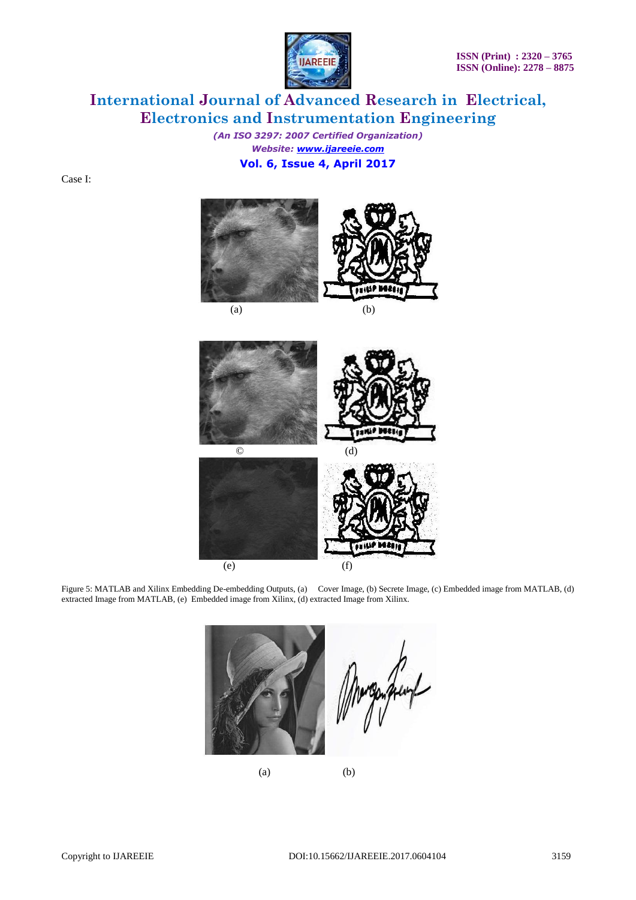Case I:

(a) (b)

© (d)

(e) (f)

Figure 5: MATLAB and Xilinx Embedding De-embedding Outputs, (a) Cover Image, (b) Secrete Image, (c) Embedded image from MATLAB, (d) extracted Image from MATLAB, (e) Embedded image from Xilinx, (d) extracted Image from Xilinx.

(a) (b)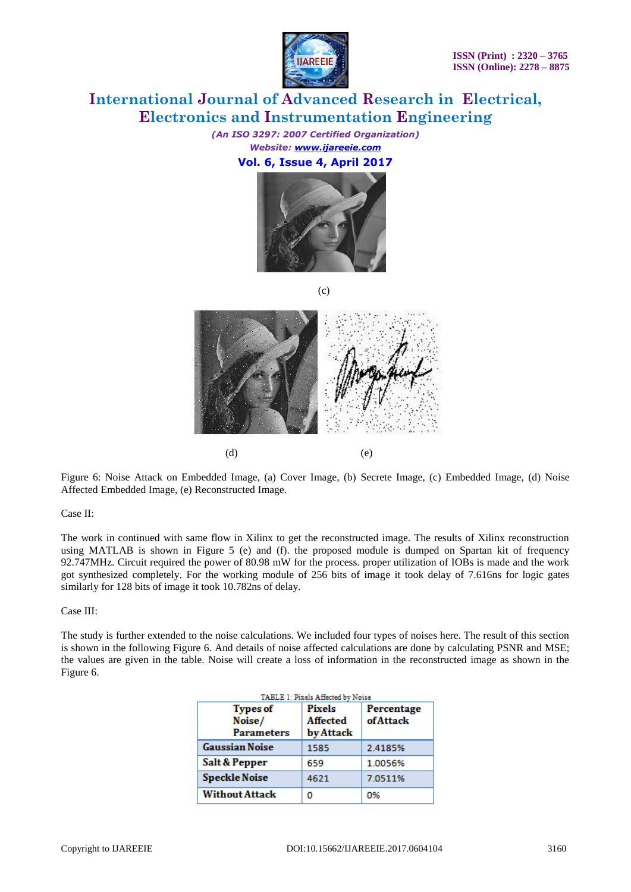(c)

(d) (e)

Figure 6: Noise Attack on Embedded Image, (a) Cover Image, (b) Secrete Image, (c) Embedded Image, (d) Noise Affected Embedded Image, (e) Reconstructed Image.

Case II:

The work in continued with same flow in Xilinx to get the reconstructed image. The results of Xilinx reconstruction using MATLAB is shown in Figure 5 (e) and (f). the proposed module is dumped on Spartan kit of frequency 92.747MHz. Circuit required the power of 80.98 mW for the process. proper utilization of IOBs is made and the work got synthesized completely. For the working module of 256 bits of image it took delay of 7.616ns for logic gates similarly for 128 bits of image it took 10.782ns of delay.

Case III:

The study is further extended to the noise calculations. We included four types of noises here. The result of this section is shown in the following Figure 6. And details of noise affected calculations are done by calculating PSNR and MSE; the values are given in the table. Noise will create a loss of information in the reconstructed image as shown in the Figure 6.

TABLE 1: Pixels Affected by Noise

| Types of Noise/ Parameters | Pixels Affected by Attack | Percentage of Attack |
|---|---|---|
| Gaussian Noise | 1585 | 2.4185% |
| Salt & Pepper | 659 | 1.0056% |
| Speckle Noise | 4621 | 7.0511% |
| Without Attack | 0 | 0% |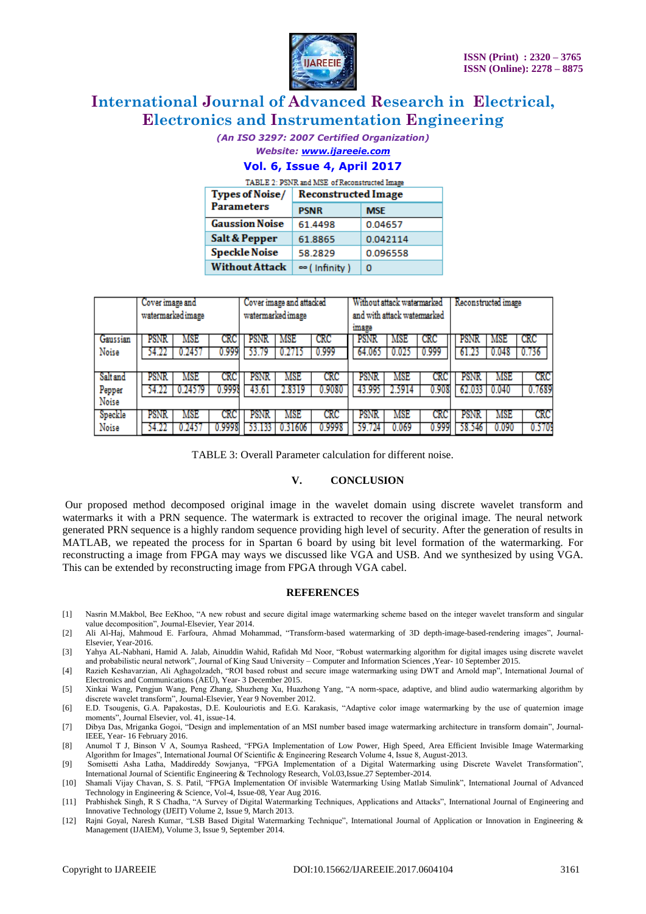TABLE 2: PSNR and MSE of Reconstructed Image

| Types of Noise/ Parameters | Reconstructed Image | |
|---|---|---|
| | PSNR | MSE |
| Gaussion Noise | 61.4498 | 0.04657 |
| Salt & Pepper | 61.8865 | 0.042114 |
| Speckle Noise | 58.2829 | 0.096558 |
| Without Attack | ∞ ( Infinity ) | 0 |

| | Cover image and watermarked image | | | Cover image and attacked watermarked image | | | Without attack watermarked and with attack watermarked image | | | Reconstructed image | | |
|---|---|---|---|---|---|---|---|---|---|---|---|---|
| | PSNR | MSE | CRC | PSNR | MSE | CRC | PSNR | MSE | CRC | PSNR | MSE | CRC |
| Gaussian Noise | 54.22 | 0.2457 | 0.999 | 53.79 | 0.2715 | 0.999 | 64.065 | 0.025 | 0.999 | 61.23 | 0.048 | 0.736 |
| Salt and Pepper Noise | 54.22 | 0.24579 | 0.9998 | 43.61 | 2.8319 | 0.9080 | 43.995 | 2.5914 | 0.908 | 62.033 | 0.040 | 0.7689 |
| Speckle Noise | 54.22 | 0.2457 | 0.9998 | 53.133 | 0.31606 | 0.9998 | 59.724 | 0.069 | 0.999 | 58.546 | 0.090 | 0.5709 |

TABLE 3: Overall Parameter calculation for different noise.

## V. CONCLUSION

Our proposed method decomposed original image in the wavelet domain using discrete wavelet transform and watermarks it with a PRN sequence. The watermark is extracted to recover the original image. The neural network generated PRN sequence is a highly random sequence providing high level of security. After the generation of results in MATLAB, we repeated the process for in Spartan 6 board by using bit level formation of the watermarking. For reconstructing a image from FPGA may ways we discussed like VGA and USB. And we synthesized by using VGA. This can be extended by reconstructing image from FPGA through VGA cabel.

## REFERENCES

[1] Nasrin M.Makbol, Bee EeKhoo, "A new robust and secure digital image watermarking scheme based on the integer wavelet transform and singular value decomposition", Journal-Elsevier, Year 2014.

[2] Ali Al-Haj, Mahmoud E. Farfoura, Ahmad Mohammad, "Transform-based watermarking of 3D depth-image-based-rendering images", Journal-Elsevier, Year-2016.

[3] Yahya AL-Nabhani, Hamid A. Jalab, Ainuddin Wahid, Rafidah Md Noor, "Robust watermarking algorithm for digital images using discrete wavelet and probabilistic neural network", Journal of King Saud University – Computer and Information Sciences ,Year- 10 September 2015.

[4] Razieh Keshavarzian, Ali Aghagolzadeh, "ROI based robust and secure image watermarking using DWT and Arnold map", International Journal of Electronics and Communications (AEÜ), Year- 3 December 2015.

[5] Xinkai Wang, Pengjun Wang, Peng Zhang, Shuzheng Xu, Huazhong Yang, "A norm-space, adaptive, and blind audio watermarking algorithm by discrete wavelet transform", Journal-Elsevier, Year 9 November 2012.

[6] E.D. Tsougenis, G.A. Papakostas, D.E. Koulouriotis and E.G. Karakasis, "Adaptive color image watermarking by the use of quaternion image moments", Journal Elsevier, vol. 41, issue-14.

[7] Dibya Das, Mriganka Gogoi, "Design and implementation of an MSI number based image watermarking architecture in transform domain", Journal-IEEE, Year- 16 February 2016.

[8] Anumol T J, Binson V A, Soumya Rasheed, "FPGA Implementation of Low Power, High Speed, Area Efficient Invisible Image Watermarking Algorithm for Images", International Journal Of Scientific & Engineering Research Volume 4, Issue 8, August-2013.

[9] Somisetti Asha Latha, Maddireddy Sowjanya, "FPGA Implementation of a Digital Watermarking using Discrete Wavelet Transformation", International Journal of Scientific Engineering & Technology Research, Vol.03,Issue.27 September-2014.

[10] Shamali Vijay Chavan, S. S. Patil, "FPGA Implementation Of invisible Watermarking Using Matlab Simulink", International Journal of Advanced Technology in Engineering & Science, Vol-4, Issue-08, Year Aug 2016.

[11] Prabhishek Singh, R S Chadha, "A Survey of Digital Watermarking Techniques, Applications and Attacks", International Journal of Engineering and Innovative Technology (IJEIT) Volume 2, Issue 9, March 2013.

[12] Rajni Goyal, Naresh Kumar, "LSB Based Digital Watermarking Technique", International Journal of Application or Innovation in Engineering & Management (IJAIEM), Volume 3, Issue 9, September 2014.